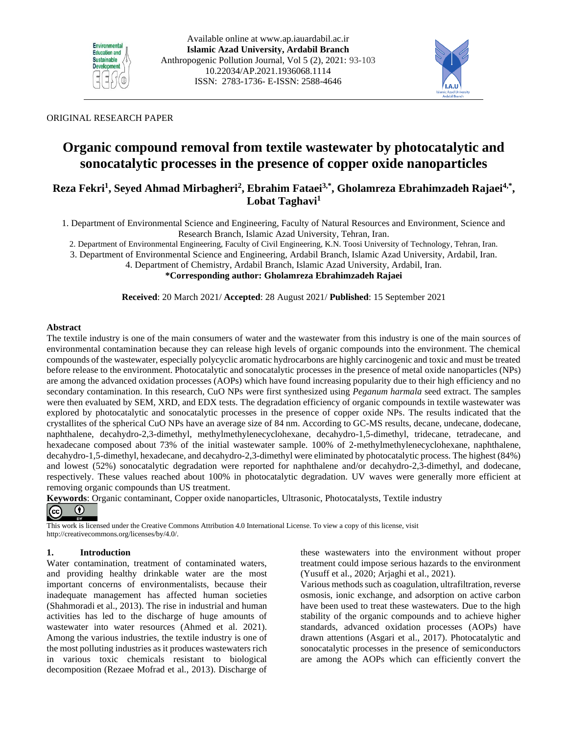Available online at www.ap.iauardabil.ac.ir
**Islamic Azad University, Ardabil Branch**
Anthropogenic Pollution Journal, Vol 5 (2), 2021: 93-103
10.22034/AP.2021.1936068.1114
ISSN: 2783-1736- E-ISSN: 2588-4646

ORIGINAL RESEARCH PAPER

# Organic compound removal from textile wastewater by photocatalytic and sonocatalytic processes in the presence of copper oxide nanoparticles

**Reza Fekri[1], Seyed Ahmad Mirbagheri[2], Ebrahim Fataei[3,*], Gholamreza Ebrahimzadeh Rajaei[4,*], Lobat Taghavi[1]**

1. Department of Environmental Science and Engineering, Faculty of Natural Resources and Environment, Science and Research Branch, Islamic Azad University, Tehran, Iran.
2. Department of Environmental Engineering, Faculty of Civil Engineering, K.N. Toosi University of Technology, Tehran, Iran.
3. Department of Environmental Science and Engineering, Ardabil Branch, Islamic Azad University, Ardabil, Iran.
4. Department of Chemistry, Ardabil Branch, Islamic Azad University, Ardabil, Iran.

**\*Corresponding author: Gholamreza Ebrahimzadeh Rajaei**

**Received**: 20 March 2021/ **Accepted**: 28 August 2021/ **Published**: 15 September 2021

## Abstract

The textile industry is one of the main consumers of water and the wastewater from this industry is one of the main sources of environmental contamination because they can release high levels of organic compounds into the environment. The chemical compounds of the wastewater, especially polycyclic aromatic hydrocarbons are highly carcinogenic and toxic and must be treated before release to the environment. Photocatalytic and sonocatalytic processes in the presence of metal oxide nanoparticles (NPs) are among the advanced oxidation processes (AOPs) which have found increasing popularity due to their high efficiency and no secondary contamination. In this research, CuO NPs were first synthesized using *Peganum harmala* seed extract. The samples were then evaluated by SEM, XRD, and EDX tests. The degradation efficiency of organic compounds in textile wastewater was explored by photocatalytic and sonocatalytic processes in the presence of copper oxide NPs. The results indicated that the crystallites of the spherical CuO NPs have an average size of 84 nm. According to GC-MS results, decane, undecane, dodecane, naphthalene, decahydro-2,3-dimethyl, methylmethylenecyclohexane, decahydro-1,5-dimethyl, tridecane, tetradecane, and hexadecane composed about 73% of the initial wastewater sample. 100% of 2-methylmethylenecyclohexane, naphthalene, decahydro-1,5-dimethyl, hexadecane, and decahydro-2,3-dimethyl were eliminated by photocatalytic process. The highest (84%) and lowest (52%) sonocatalytic degradation were reported for naphthalene and/or decahydro-2,3-dimethyl, and dodecane, respectively. These values reached about 100% in photocatalytic degradation. UV waves were generally more efficient at removing organic compounds than US treatment.

**Keywords**: Organic contaminant, Copper oxide nanoparticles, Ultrasonic, Photocatalysts, Textile industry

This work is licensed under the Creative Commons Attribution 4.0 International License. To view a copy of this license, visit http://creativecommons.org/licenses/by/4.0/.

## 1. Introduction

Water contamination, treatment of contaminated waters, and providing healthy drinkable water are the most important concerns of environmentalists, because their inadequate management has affected human societies (Shahmoradi et al., 2013). The rise in industrial and human activities has led to the discharge of huge amounts of wastewater into water resources (Ahmed et al. 2021). Among the various industries, the textile industry is one of the most polluting industries as it produces wastewaters rich in various toxic chemicals resistant to biological decomposition (Rezaee Mofrad et al., 2013). Discharge of these wastewaters into the environment without proper treatment could impose serious hazards to the environment (Yusuff et al., 2020; Arjaghi et al., 2021).

Various methods such as coagulation, ultrafiltration, reverse osmosis, ionic exchange, and adsorption on active carbon have been used to treat these wastewaters. Due to the high stability of the organic compounds and to achieve higher standards, advanced oxidation processes (AOPs) have drawn attentions (Asgari et al., 2017). Photocatalytic and sonocatalytic processes in the presence of semiconductors are among the AOPs which can efficiently convert the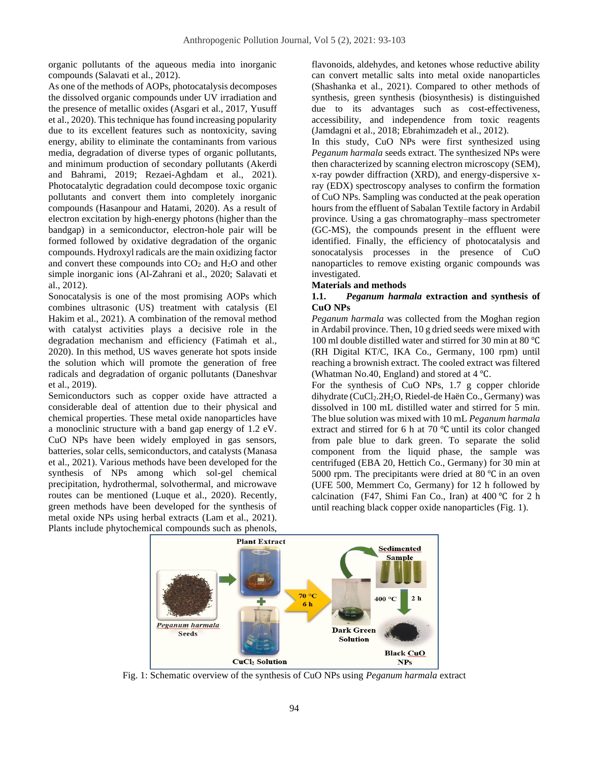organic pollutants of the aqueous media into inorganic compounds (Salavati et al., 2012).

As one of the methods of AOPs, photocatalysis decomposes the dissolved organic compounds under UV irradiation and the presence of metallic oxides (Asgari et al., 2017, Yusuff et al., 2020). This technique has found increasing popularity due to its excellent features such as nontoxicity, saving energy, ability to eliminate the contaminants from various media, degradation of diverse types of organic pollutants, and minimum production of secondary pollutants (Akerdi and Bahrami, 2019; Rezaei-Aghdam et al., 2021). Photocatalytic degradation could decompose toxic organic pollutants and convert them into completely inorganic compounds (Hasanpour and Hatami, 2020). As a result of electron excitation by high-energy photons (higher than the bandgap) in a semiconductor, electron-hole pair will be formed followed by oxidative degradation of the organic compounds. Hydroxyl radicals are the main oxidizing factor and convert these compounds into $CO_2$ and $H_2O$ and other simple inorganic ions (Al-Zahrani et al., 2020; Salavati et al., 2012).

Sonocatalysis is one of the most promising AOPs which combines ultrasonic (US) treatment with catalysis (El Hakim et al., 2021). A combination of the removal method with catalyst activities plays a decisive role in the degradation mechanism and efficiency (Fatimah et al., 2020). In this method, US waves generate hot spots inside the solution which will promote the generation of free radicals and degradation of organic pollutants (Daneshvar et al., 2019).

Semiconductors such as copper oxide have attracted a considerable deal of attention due to their physical and chemical properties. These metal oxide nanoparticles have a monoclinic structure with a band gap energy of 1.2 eV. CuO NPs have been widely employed in gas sensors, batteries, solar cells, semiconductors, and catalysts (Manasa et al., 2021). Various methods have been developed for the synthesis of NPs among which sol-gel chemical precipitation, hydrothermal, solvothermal, and microwave routes can be mentioned (Luque et al., 2020). Recently, green methods have been developed for the synthesis of metal oxide NPs using herbal extracts (Lam et al., 2021). Plants include phytochemical compounds such as phenols, flavonoids, aldehydes, and ketones whose reductive ability can convert metallic salts into metal oxide nanoparticles (Shashanka et al., 2021). Compared to other methods of synthesis, green synthesis (biosynthesis) is distinguished due to its advantages such as cost-effectiveness, accessibility, and independence from toxic reagents (Jamdagni et al., 2018; Ebrahimzadeh et al., 2012).

In this study, CuO NPs were first synthesized using *Peganum harmala* seeds extract. The synthesized NPs were then characterized by scanning electron microscopy (SEM), x-ray powder diffraction (XRD), and energy-dispersive x-ray (EDX) spectroscopy analyses to confirm the formation of CuO NPs. Sampling was conducted at the peak operation hours from the effluent of Sabalan Textile factory in Ardabil province. Using a gas chromatography–mass spectrometer (GC-MS), the compounds present in the effluent were identified. Finally, the efficiency of photocatalysis and sonocatalysis processes in the presence of CuO nanoparticles to remove existing organic compounds was investigated.

## Materials and methods

### 1.1. *Peganum harmala* extraction and synthesis of CuO NPs

*Peganum harmala* was collected from the Moghan region in Ardabil province. Then, 10 g dried seeds were mixed with 100 ml double distilled water and stirred for 30 min at 80 ℃ (RH Digital KT/C, IKA Co., Germany, 100 rpm) until reaching a brownish extract. The cooled extract was filtered (Whatman No.40, England) and stored at 4 ℃.

For the synthesis of CuO NPs, 1.7 g copper chloride dihydrate ($CuCl_2.2H_2O$, Riedel-de Haën Co., Germany) was dissolved in 100 mL distilled water and stirred for 5 min. The blue solution was mixed with 10 mL *Peganum harmala* extract and stirred for 6 h at 70 ℃ until its color changed from pale blue to dark green. To separate the solid component from the liquid phase, the sample was centrifuged (EBA 20, Hettich Co., Germany) for 30 min at 5000 rpm. The precipitants were dried at 80 ℃ in an oven (UFE 500, Memmert Co, Germany) for 12 h followed by calcination (F47, Shimi Fan Co., Iran) at 400 ℃ for 2 h until reaching black copper oxide nanoparticles (Fig. 1).

Fig. 1: Schematic overview of the synthesis of CuO NPs using *Peganum harmala* extract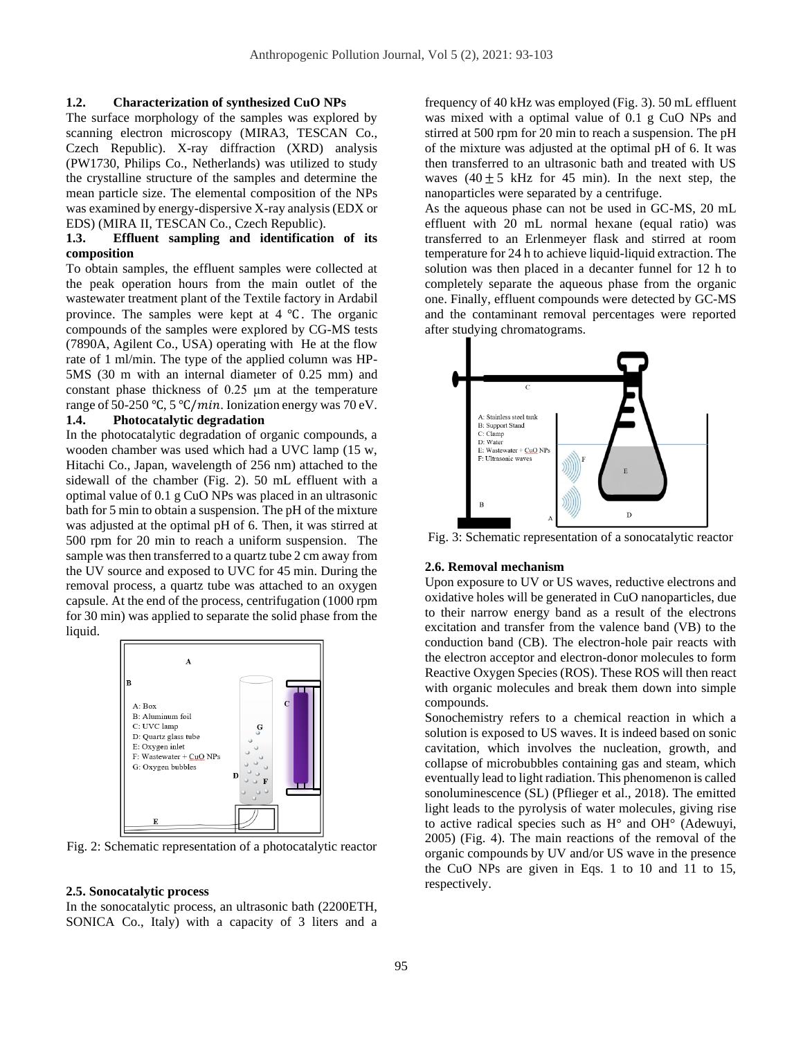### 1.2. Characterization of synthesized CuO NPs

The surface morphology of the samples was explored by scanning electron microscopy (MIRA3, TESCAN Co., Czech Republic). X-ray diffraction (XRD) analysis (PW1730, Philips Co., Netherlands) was utilized to study the crystalline structure of the samples and determine the mean particle size. The elemental composition of the NPs was examined by energy-dispersive X-ray analysis (EDX or EDS) (MIRA II, TESCAN Co., Czech Republic).

### 1.3. Effluent sampling and identification of its composition

To obtain samples, the effluent samples were collected at the peak operation hours from the main outlet of the wastewater treatment plant of the Textile factory in Ardabil province. The samples were kept at 4 ℃. The organic compounds of the samples were explored by CG-MS tests (7890A, Agilent Co., USA) operating with He at the flow rate of 1 ml/min. The type of the applied column was HP-5MS (30 m with an internal diameter of 0.25 mm) and constant phase thickness of 0.25 μm at the temperature range of 50-250 ℃, 5 ℃/*min*. Ionization energy was 70 eV.

### 1.4. Photocatalytic degradation

In the photocatalytic degradation of organic compounds, a wooden chamber was used which had a UVC lamp (15 w, Hitachi Co., Japan, wavelength of 256 nm) attached to the sidewall of the chamber (Fig. 2). 50 mL effluent with a optimal value of 0.1 g CuO NPs was placed in an ultrasonic bath for 5 min to obtain a suspension. The pH of the mixture was adjusted at the optimal pH of 6. Then, it was stirred at 500 rpm for 20 min to reach a uniform suspension. The sample was then transferred to a quartz tube 2 cm away from the UV source and exposed to UVC for 45 min. During the removal process, a quartz tube was attached to an oxygen capsule. At the end of the process, centrifugation (1000 rpm for 30 min) was applied to separate the solid phase from the liquid.

A: Box
B: Aluminum foil
C: UVC lamp
D: Quartz glass tube
E: Oxygen inlet
F: Wastewater + CuO NPs
G: Oxygen bubbles

Fig. 2: Schematic representation of a photocatalytic reactor

### 2.5. Sonocatalytic process

In the sonocatalytic process, an ultrasonic bath (2200ETH, SONICA Co., Italy) with a capacity of 3 liters and a frequency of 40 kHz was employed (Fig. 3). 50 mL effluent was mixed with a optimal value of 0.1 g CuO NPs and stirred at 500 rpm for 20 min to reach a suspension. The pH of the mixture was adjusted at the optimal pH of 6. It was then transferred to an ultrasonic bath and treated with US waves ($40 \pm 5$ kHz for 45 min). In the next step, the nanoparticles were separated by a centrifuge.

As the aqueous phase can not be used in GC-MS, 20 mL effluent with 20 mL normal hexane (equal ratio) was transferred to an Erlenmeyer flask and stirred at room temperature for 24 h to achieve liquid-liquid extraction. The solution was then placed in a decanter funnel for 12 h to completely separate the aqueous phase from the organic one. Finally, effluent compounds were detected by GC-MS and the contaminant removal percentages were reported after studying chromatograms.

A: Stainless steel tank
B: Support Stand
C: Clamp
D: Water
E: Wastewater + CuO NPs
F: Ultrasonic waves

Fig. 3: Schematic representation of a sonocatalytic reactor

### 2.6. Removal mechanism

Upon exposure to UV or US waves, reductive electrons and oxidative holes will be generated in CuO nanoparticles, due to their narrow energy band as a result of the electrons excitation and transfer from the valence band (VB) to the conduction band (CB). The electron-hole pair reacts with the electron acceptor and electron-donor molecules to form Reactive Oxygen Species (ROS). These ROS will then react with organic molecules and break them down into simple compounds.

Sonochemistry refers to a chemical reaction in which a solution is exposed to US waves. It is indeed based on sonic cavitation, which involves the nucleation, growth, and collapse of microbubbles containing gas and steam, which eventually lead to light radiation. This phenomenon is called sonoluminescence (SL) (Pflieger et al., 2018). The emitted light leads to the pyrolysis of water molecules, giving rise to active radical species such as H° and OH° (Adewuyi, 2005) (Fig. 4). The main reactions of the removal of the organic compounds by UV and/or US wave in the presence the CuO NPs are given in Eqs. 1 to 10 and 11 to 15, respectively.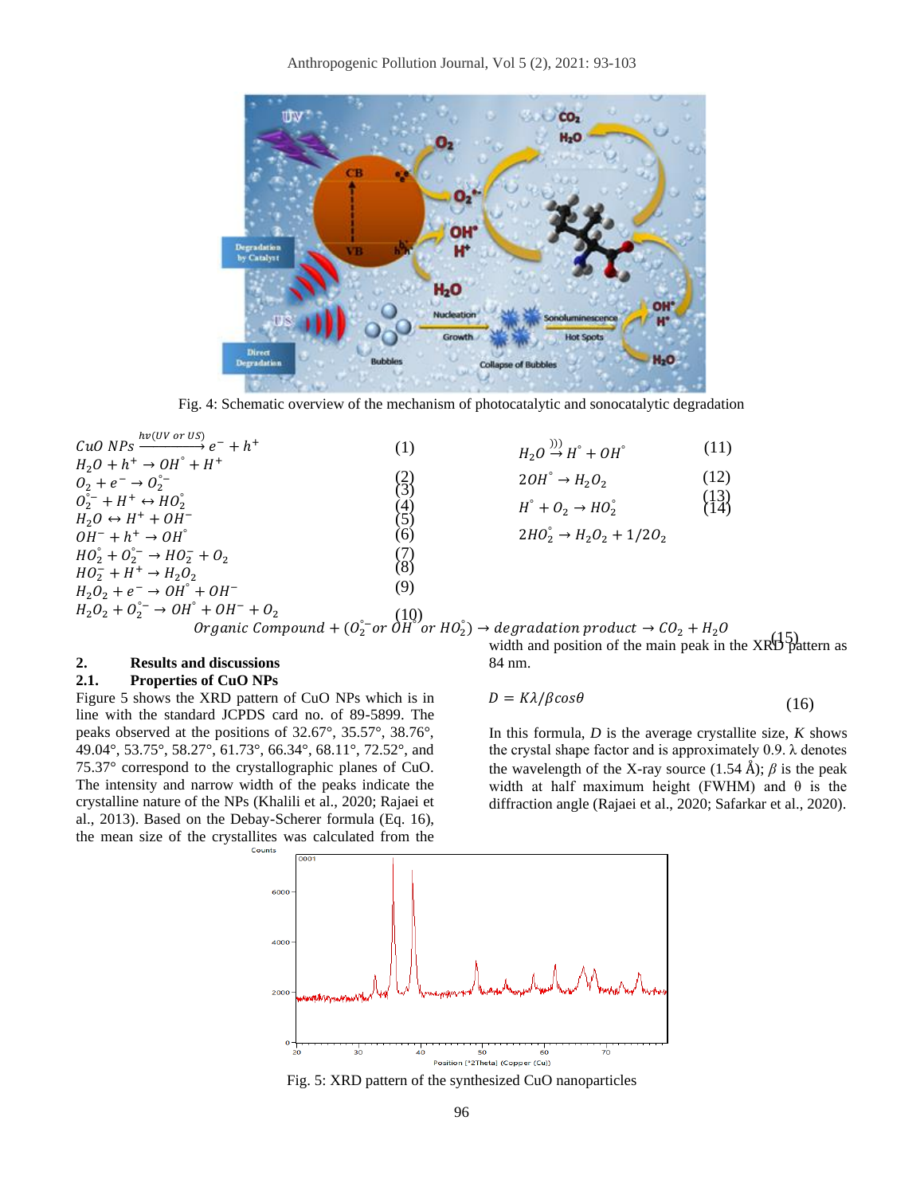Fig. 4: Schematic overview of the mechanism of photocatalytic and sonocatalytic degradation

$$CuO\ NPs \xrightarrow{hv(UV\ or\ US)} e^- + h^+ \quad (1)$$

$$H_2O + h^+ \rightarrow OH^\circ + H^+ \quad (2)$$

$$O_2 + e^- \rightarrow O_2^{\circ -} \quad (3)$$

$$O_2^{\circ -} + H^+ \leftrightarrow HO_2^\circ \quad (4)$$

$$H_2O \leftrightarrow H^+ + OH^- \quad (5)$$

$$OH^- + h^+ \rightarrow OH^\circ \quad (6)$$

$$HO_2^\circ + O_2^{\circ -} \rightarrow HO_2^- + O_2 \quad (7)$$

$$HO_2^- + H^+ \rightarrow H_2O_2 \quad (8)$$

$$H_2O_2 + e^- \rightarrow OH^\circ + OH^- \quad (9)$$

$$H_2O_2 + O_2^{\circ -} \rightarrow OH^\circ + OH^- + O_2 \quad (10)$$

$$H_2O \xrightarrow{)))} H^\circ + OH^\circ \quad (11)$$

$$2OH^\circ \rightarrow H_2O_2 \quad (12)$$

$$H^\circ + O_2 \rightarrow HO_2^\circ \quad (13)$$

$$2HO_2^\circ \rightarrow H_2O_2 + 1/2O_2 \quad (14)$$

$$Organic\ Compound + (O_2^{\circ -} or\ OH^\circ or\ HO_2^\circ) \rightarrow degradation\ product \rightarrow CO_2 + H_2O \quad (15)$$

## 2. Results and discussions

### 2.1. Properties of CuO NPs

Figure 5 shows the XRD pattern of CuO NPs which is in line with the standard JCPDS card no. of 89-5899. The peaks observed at the positions of 32.67°, 35.57°, 38.76°, 49.04°, 53.75°, 58.27°, 61.73°, 66.34°, 68.11°, 72.52°, and 75.37° correspond to the crystallographic planes of CuO. The intensity and narrow width of the peaks indicate the crystalline nature of the NPs (Khalili et al., 2020; Rajaei et al., 2013). Based on the Debay-Scherer formula (Eq. 16), the mean size of the crystallites was calculated from the width and position of the main peak in the XRD pattern as 84 nm.

$$D = K\lambda/\beta cos\theta \quad (16)$$

In this formula, $D$ is the average crystallite size, $K$ shows the crystal shape factor and is approximately 0.9. $\lambda$ denotes the wavelength of the X-ray source (1.54 Å); $\beta$ is the peak width at half maximum height (FWHM) and $\theta$ is the diffraction angle (Rajaei et al., 2020; Safarkar et al., 2020).

Fig. 5: XRD pattern of the synthesized CuO nanoparticles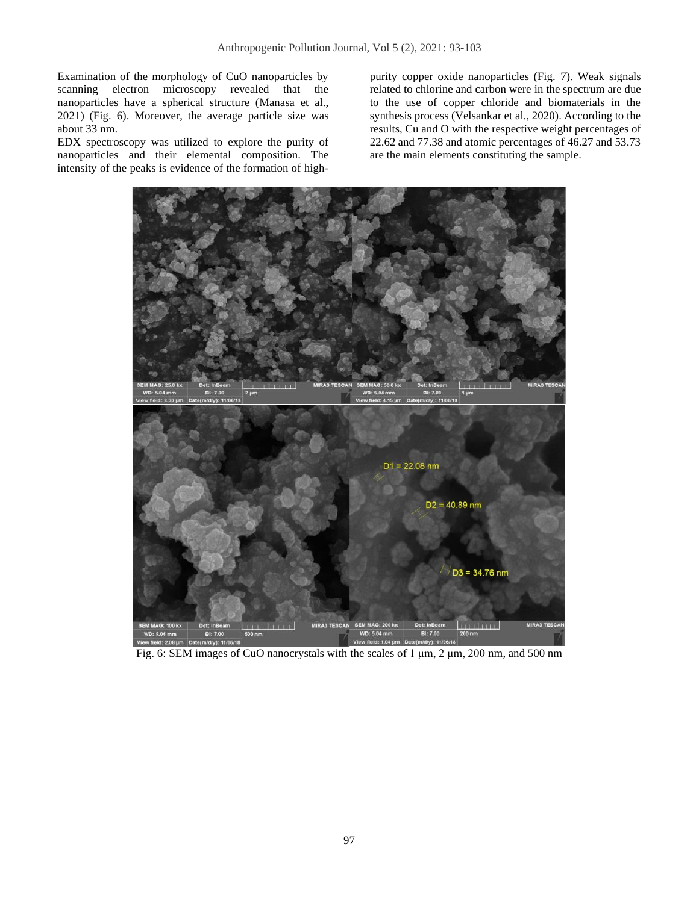Examination of the morphology of CuO nanoparticles by scanning electron microscopy revealed that the nanoparticles have a spherical structure (Manasa et al., 2021) (Fig. 6). Moreover, the average particle size was about 33 nm.

EDX spectroscopy was utilized to explore the purity of nanoparticles and their elemental composition. The intensity of the peaks is evidence of the formation of high-purity copper oxide nanoparticles (Fig. 7). Weak signals related to chlorine and carbon were in the spectrum are due to the use of copper chloride and biomaterials in the synthesis process (Velsankar et al., 2020). According to the results, Cu and O with the respective weight percentages of 22.62 and 77.38 and atomic percentages of 46.27 and 53.73 are the main elements constituting the sample.

Fig. 6: SEM images of CuO nanocrystals with the scales of 1 μm, 2 μm, 200 nm, and 500 nm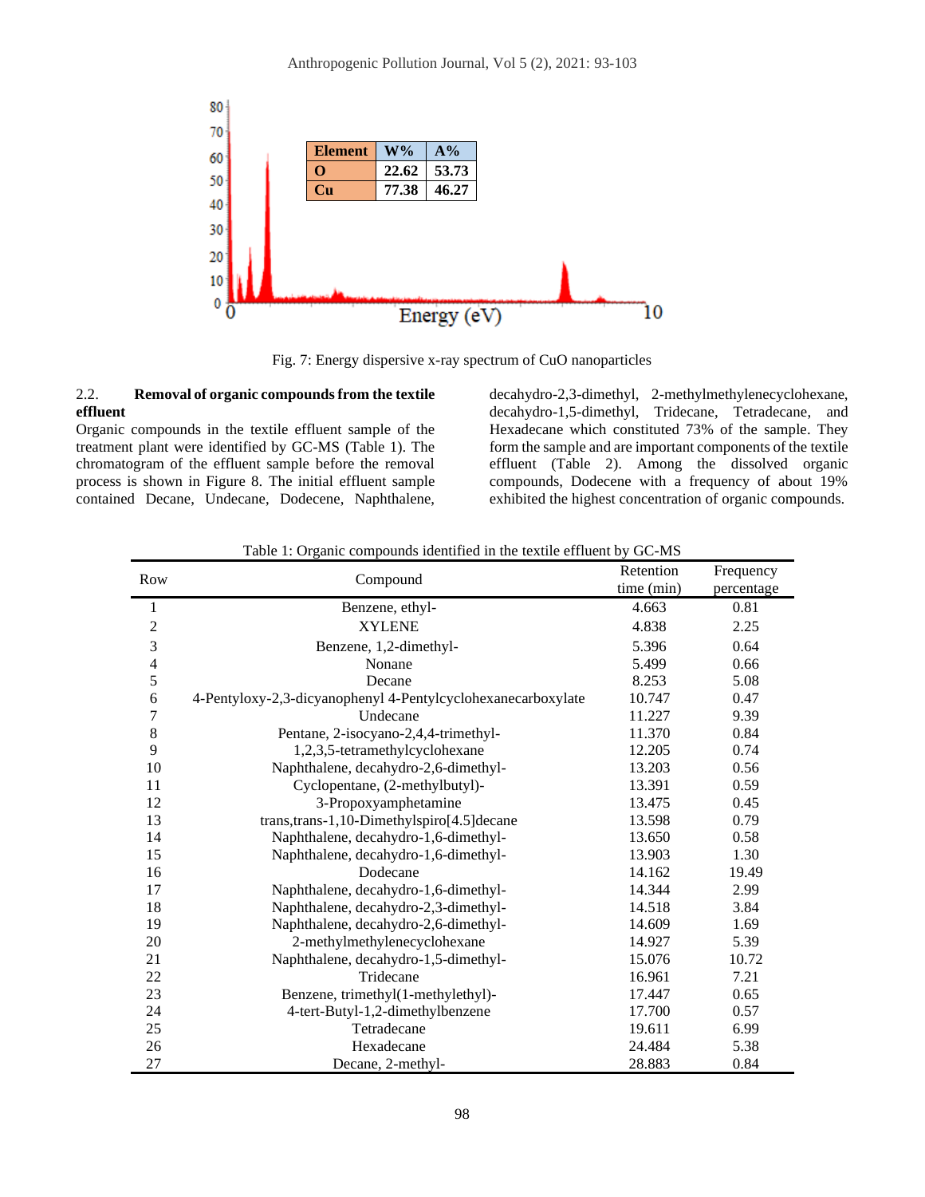| Element | W% | A% |
|---|---|---|
| O | 22.62 | 53.73 |
| Cu | 77.38 | 46.27 |

Fig. 7: Energy dispersive x-ray spectrum of CuO nanoparticles

### 2.2. Removal of organic compounds from the textile effluent

Organic compounds in the textile effluent sample of the treatment plant were identified by GC-MS (Table 1). The chromatogram of the effluent sample before the removal process is shown in Figure 8. The initial effluent sample contained Decane, Undecane, Dodecene, Naphthalene, decahydro-2,3-dimethyl, 2-methylmethylenecyclohexane, decahydro-1,5-dimethyl, Tridecane, Tetradecane, and Hexadecane which constituted 73% of the sample. They form the sample and are important components of the textile effluent (Table 2). Among the dissolved organic compounds, Dodecene with a frequency of about 19% exhibited the highest concentration of organic compounds.

Table 1: Organic compounds identified in the textile effluent by GC-MS

| Row | Compound | Retention time (min) | Frequency percentage |
|---|---|---|---|
| 1 | Benzene, ethyl- | 4.663 | 0.81 |
| 2 | XYLENE | 4.838 | 2.25 |
| 3 | Benzene, 1,2-dimethyl- | 5.396 | 0.64 |
| 4 | Nonane | 5.499 | 0.66 |
| 5 | Decane | 8.253 | 5.08 |
| 6 | 4-Pentyloxy-2,3-dicyanophenyl 4-Pentylcyclohexanecarboxylate | 10.747 | 0.47 |
| 7 | Undecane | 11.227 | 9.39 |
| 8 | Pentane, 2-isocyano-2,4,4-trimethyl- | 11.370 | 0.84 |
| 9 | 1,2,3,5-tetramethylcyclohexane | 12.205 | 0.74 |
| 10 | Naphthalene, decahydro-2,6-dimethyl- | 13.203 | 0.56 |
| 11 | Cyclopentane, (2-methylbutyl)- | 13.391 | 0.59 |
| 12 | 3-Propoxyamphetamine | 13.475 | 0.45 |
| 13 | trans,trans-1,10-Dimethylspiro[4.5]decane | 13.598 | 0.79 |
| 14 | Naphthalene, decahydro-1,6-dimethyl- | 13.650 | 0.58 |
| 15 | Naphthalene, decahydro-1,6-dimethyl- | 13.903 | 1.30 |
| 16 | Dodecane | 14.162 | 19.49 |
| 17 | Naphthalene, decahydro-1,6-dimethyl- | 14.344 | 2.99 |
| 18 | Naphthalene, decahydro-2,3-dimethyl- | 14.518 | 3.84 |
| 19 | Naphthalene, decahydro-2,6-dimethyl- | 14.609 | 1.69 |
| 20 | 2-methylmethylenecyclohexane | 14.927 | 5.39 |
| 21 | Naphthalene, decahydro-1,5-dimethyl- | 15.076 | 10.72 |
| 22 | Tridecane | 16.961 | 7.21 |
| 23 | Benzene, trimethyl(1-methylethyl)- | 17.447 | 0.65 |
| 24 | 4-tert-Butyl-1,2-dimethylbenzene | 17.700 | 0.57 |
| 25 | Tetradecane | 19.611 | 6.99 |
| 26 | Hexadecane | 24.484 | 5.38 |
| 27 | Decane, 2-methyl- | 28.883 | 0.84 |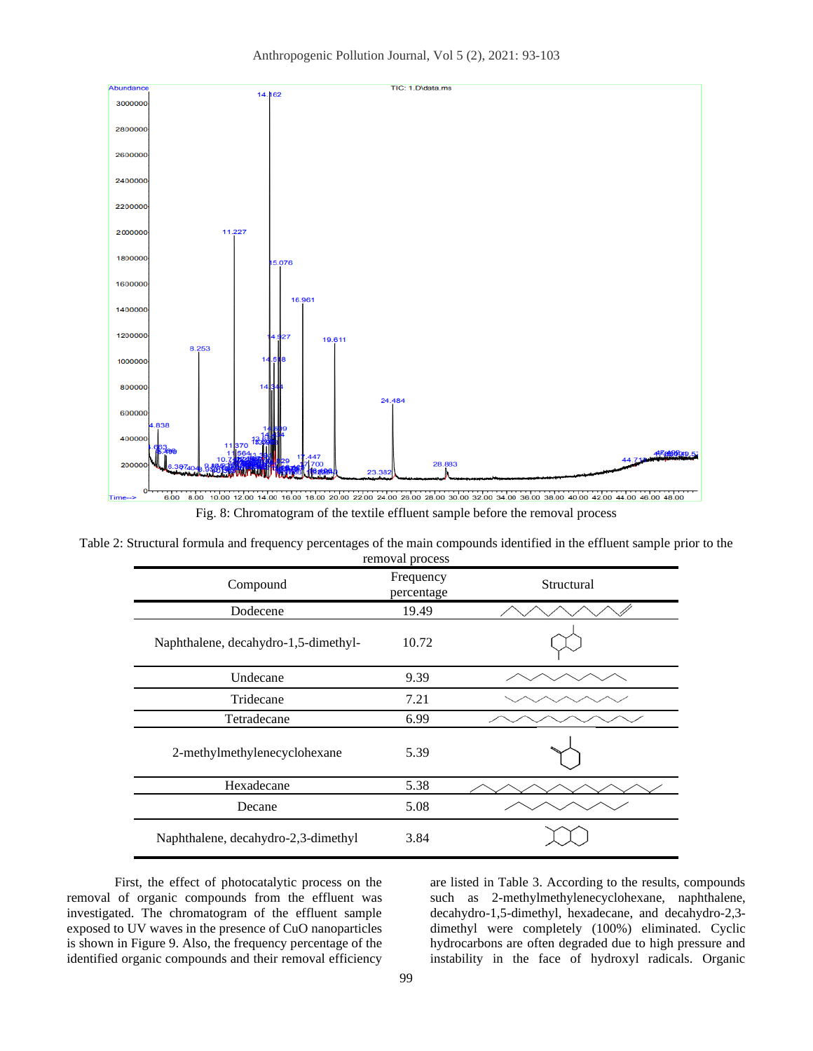Fig. 8: Chromatogram of the textile effluent sample before the removal process

Table 2: Structural formula and frequency percentages of the main compounds identified in the effluent sample prior to the removal process

| Compound | Frequency percentage | Structural |
|---|---|---|
| Dodecene | 19.49 | |
| Naphthalene, decahydro-1,5-dimethyl- | 10.72 | |
| Undecane | 9.39 | |
| Tridecane | 7.21 | |
| Tetradecane | 6.99 | |
| 2-methylmethylenecyclohexane | 5.39 | |
| Hexadecane | 5.38 | |
| Decane | 5.08 | |
| Naphthalene, decahydro-2,3-dimethyl | 3.84 | |

First, the effect of photocatalytic process on the removal of organic compounds from the effluent was investigated. The chromatogram of the effluent sample exposed to UV waves in the presence of CuO nanoparticles is shown in Figure 9. Also, the frequency percentage of the identified organic compounds and their removal efficiency are listed in Table 3. According to the results, compounds such as 2-methylmethylenecyclohexane, naphthalene, decahydro-1,5-dimethyl, hexadecane, and decahydro-2,3-dimethyl were completely (100%) eliminated. Cyclic hydrocarbons are often degraded due to high pressure and instability in the face of hydroxyl radicals. Organic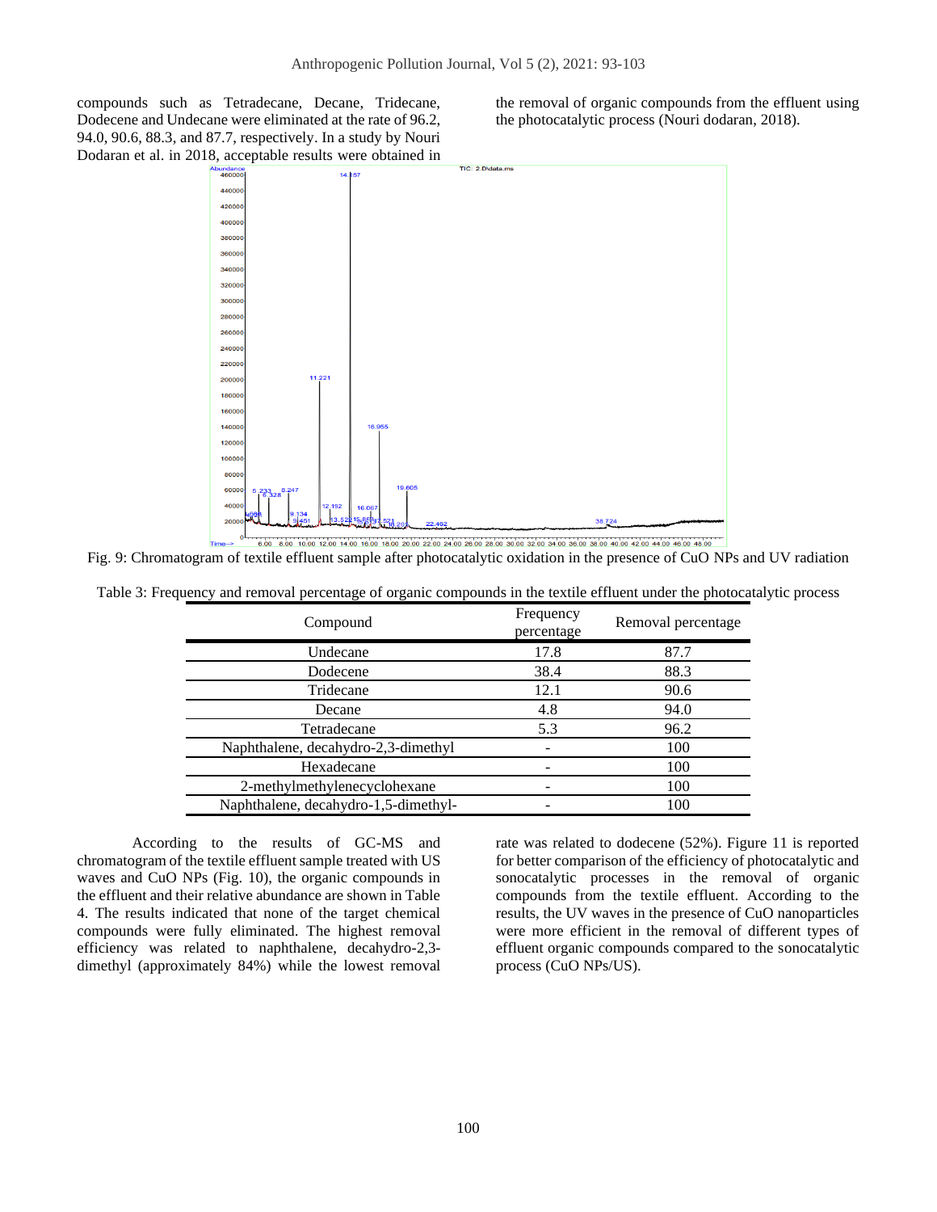compounds such as Tetradecane, Decane, Tridecane, Dodecene and Undecane were eliminated at the rate of 96.2, 94.0, 90.6, 88.3, and 87.7, respectively. In a study by Nouri Dodaran et al. in 2018, acceptable results were obtained in the removal of organic compounds from the effluent using the photocatalytic process (Nouri dodaran, 2018).

Fig. 9: Chromatogram of textile effluent sample after photocatalytic oxidation in the presence of CuO NPs and UV radiation

Table 3: Frequency and removal percentage of organic compounds in the textile effluent under the photocatalytic process

| Compound | Frequency percentage | Removal percentage |
|---|---|---|
| Undecane | 17.8 | 87.7 |
| Dodecene | 38.4 | 88.3 |
| Tridecane | 12.1 | 90.6 |
| Decane | 4.8 | 94.0 |
| Tetradecane | 5.3 | 96.2 |
| Naphthalene, decahydro-2,3-dimethyl | - | 100 |
| Hexadecane | - | 100 |
| 2-methylmethylenecyclohexane | - | 100 |
| Naphthalene, decahydro-1,5-dimethyl- | - | 100 |

According to the results of GC-MS and chromatogram of the textile effluent sample treated with US waves and CuO NPs (Fig. 10), the organic compounds in the effluent and their relative abundance are shown in Table 4. The results indicated that none of the target chemical compounds were fully eliminated. The highest removal efficiency was related to naphthalene, decahydro-2,3-dimethyl (approximately 84%) while the lowest removal rate was related to dodecene (52%). Figure 11 is reported for better comparison of the efficiency of photocatalytic and sonocatalytic processes in the removal of organic compounds from the textile effluent. According to the results, the UV waves in the presence of CuO nanoparticles were more efficient in the removal of different types of effluent organic compounds compared to the sonocatalytic process (CuO NPs/US).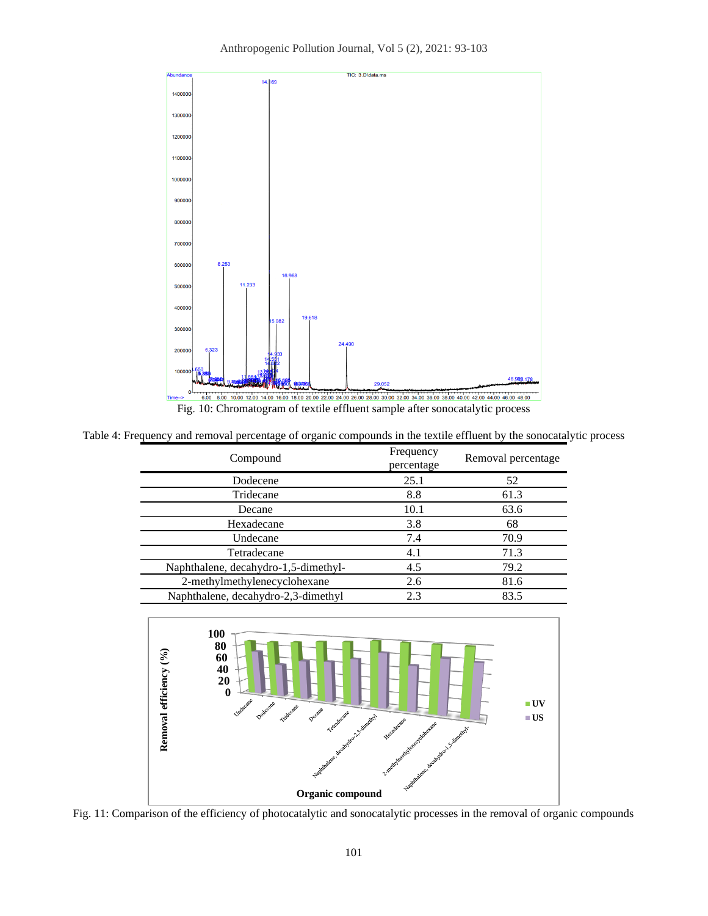Fig. 10: Chromatogram of textile effluent sample after sonocatalytic process

Table 4: Frequency and removal percentage of organic compounds in the textile effluent by the sonocatalytic process

| Compound | Frequency percentage | Removal percentage |
|---|---|---|
| Dodecene | 25.1 | 52 |
| Tridecane | 8.8 | 61.3 |
| Decane | 10.1 | 63.6 |
| Hexadecane | 3.8 | 68 |
| Undecane | 7.4 | 70.9 |
| Tetradecane | 4.1 | 71.3 |
| Naphthalene, decahydro-1,5-dimethyl- | 4.5 | 79.2 |
| 2-methylmethylenecyclohexane | 2.6 | 81.6 |
| Naphthalene, decahydro-2,3-dimethyl | 2.3 | 83.5 |

Fig. 11: Comparison of the efficiency of photocatalytic and sonocatalytic processes in the removal of organic compounds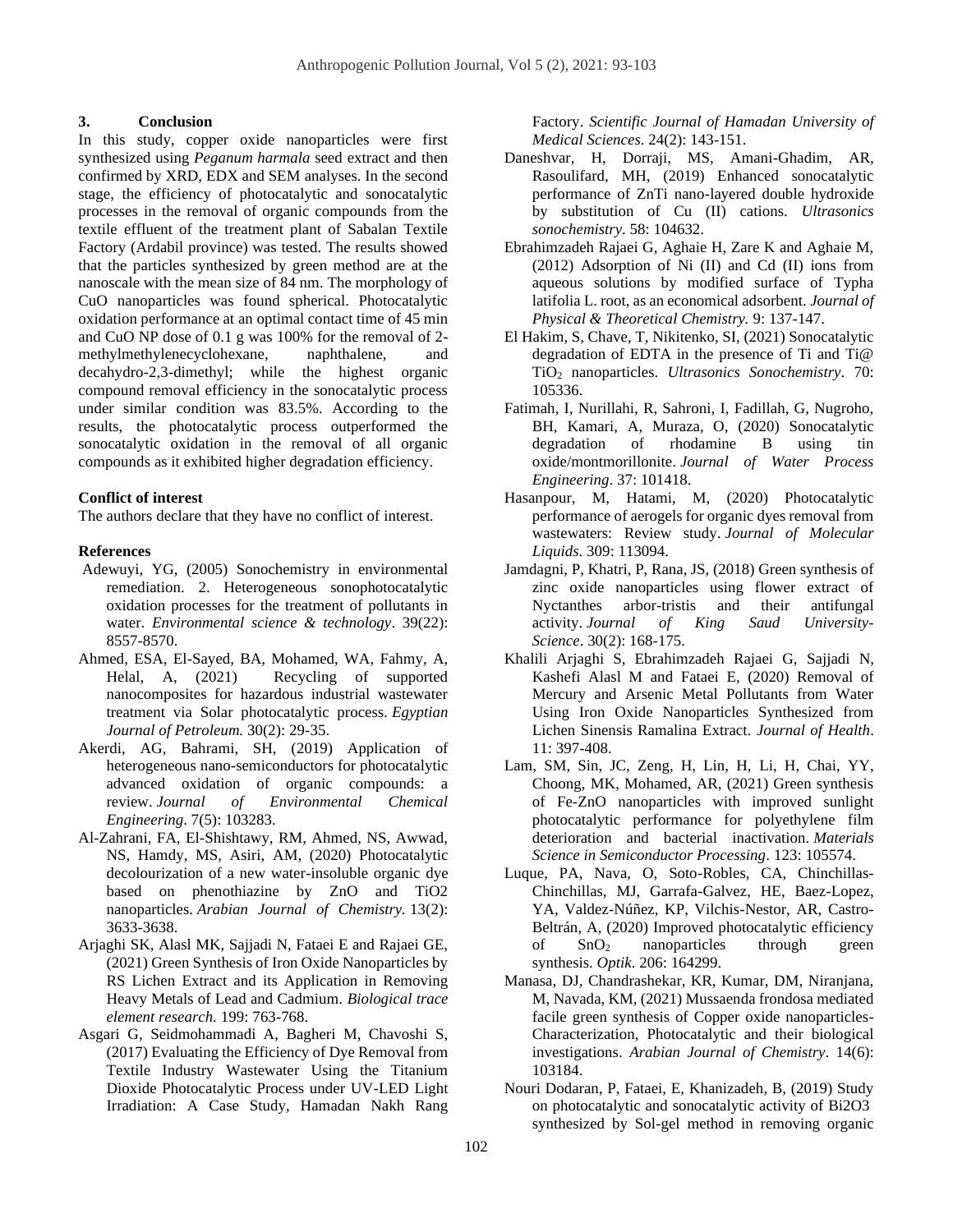## 3. Conclusion

In this study, copper oxide nanoparticles were first synthesized using *Peganum harmala* seed extract and then confirmed by XRD, EDX and SEM analyses. In the second stage, the efficiency of photocatalytic and sonocatalytic processes in the removal of organic compounds from the textile effluent of the treatment plant of Sabalan Textile Factory (Ardabil province) was tested. The results showed that the particles synthesized by green method are at the nanoscale with the mean size of 84 nm. The morphology of CuO nanoparticles was found spherical. Photocatalytic oxidation performance at an optimal contact time of 45 min and CuO NP dose of 0.1 g was 100% for the removal of 2-methylmethylenecyclohexane, naphthalene, and decahydro-2,3-dimethyl; while the highest organic compound removal efficiency in the sonocatalytic process under similar condition was 83.5%. According to the results, the photocatalytic process outperformed the sonocatalytic oxidation in the removal of all organic compounds as it exhibited higher degradation efficiency.

### Conflict of interest

The authors declare that they have no conflict of interest.

### References

Adewuyi, YG, (2005) Sonochemistry in environmental remediation. 2. Heterogeneous sonophotocatalytic oxidation processes for the treatment of pollutants in water. *Environmental science & technology*. 39(22): 8557-8570.

Ahmed, ESA, El-Sayed, BA, Mohamed, WA, Fahmy, A, Helal, A, (2021) Recycling of supported nanocomposites for hazardous industrial wastewater treatment via Solar photocatalytic process. *Egyptian Journal of Petroleum.* 30(2): 29-35.

Akerdi, AG, Bahrami, SH, (2019) Application of heterogeneous nano-semiconductors for photocatalytic advanced oxidation of organic compounds: a review. *Journal of Environmental Chemical Engineering*. 7(5): 103283.

Al-Zahrani, FA, El-Shishtawy, RM, Ahmed, NS, Awwad, NS, Hamdy, MS, Asiri, AM, (2020) Photocatalytic decolourization of a new water-insoluble organic dye based on phenothiazine by ZnO and TiO2 nanoparticles. *Arabian Journal of Chemistry.* 13(2): 3633-3638.

Arjaghi SK, Alasl MK, Sajjadi N, Fataei E and Rajaei GE, (2021) Green Synthesis of Iron Oxide Nanoparticles by RS Lichen Extract and its Application in Removing Heavy Metals of Lead and Cadmium. *Biological trace element research.* 199: 763-768.

Asgari G, Seidmohammadi A, Bagheri M, Chavoshi S, (2017) Evaluating the Efficiency of Dye Removal from Textile Industry Wastewater Using the Titanium Dioxide Photocatalytic Process under UV-LED Light Irradiation: A Case Study, Hamadan Nakh Rang Factory. *Scientific Journal of Hamadan University of Medical Sciences*. 24(2): 143-151.

Daneshvar, H, Dorraji, MS, Amani-Ghadim, AR, Rasoulifard, MH, (2019) Enhanced sonocatalytic performance of ZnTi nano-layered double hydroxide by substitution of Cu (II) cations. *Ultrasonics sonochemistry*. 58: 104632.

Ebrahimzadeh Rajaei G, Aghaie H, Zare K and Aghaie M, (2012) Adsorption of Ni (II) and Cd (II) ions from aqueous solutions by modified surface of Typha latifolia L. root, as an economical adsorbent. *Journal of Physical & Theoretical Chemistry.* 9: 137-147.

El Hakim, S, Chave, T, Nikitenko, SI, (2021) Sonocatalytic degradation of EDTA in the presence of Ti and Ti@ $TiO_2$ nanoparticles. *Ultrasonics Sonochemistry*. 70: 105336.

Fatimah, I, Nurillahi, R, Sahroni, I, Fadillah, G, Nugroho, BH, Kamari, A, Muraza, O, (2020) Sonocatalytic degradation of rhodamine B using tin oxide/montmorillonite. *Journal of Water Process Engineering*. 37: 101418.

Hasanpour, M, Hatami, M, (2020) Photocatalytic performance of aerogels for organic dyes removal from wastewaters: Review study. *Journal of Molecular Liquids*. 309: 113094.

Jamdagni, P, Khatri, P, Rana, JS, (2018) Green synthesis of zinc oxide nanoparticles using flower extract of Nyctanthes arbor-tristis and their antifungal activity. *Journal of King Saud University-Science*. 30(2): 168-175.

Khalili Arjaghi S, Ebrahimzadeh Rajaei G, Sajjadi N, Kashefi Alasl M and Fataei E, (2020) Removal of Mercury and Arsenic Metal Pollutants from Water Using Iron Oxide Nanoparticles Synthesized from Lichen Sinensis Ramalina Extract. *Journal of Health*. 11: 397-408.

Lam, SM, Sin, JC, Zeng, H, Lin, H, Li, H, Chai, YY, Choong, MK, Mohamed, AR, (2021) Green synthesis of Fe-ZnO nanoparticles with improved sunlight photocatalytic performance for polyethylene film deterioration and bacterial inactivation. *Materials Science in Semiconductor Processing*. 123: 105574.

Luque, PA, Nava, O, Soto-Robles, CA, Chinchillas-Chinchillas, MJ, Garrafa-Galvez, HE, Baez-Lopez, YA, Valdez-Núñez, KP, Vilchis-Nestor, AR, Castro-Beltrán, A, (2020) Improved photocatalytic efficiency of $SnO_2$ nanoparticles through green synthesis. *Optik*. 206: 164299.

Manasa, DJ, Chandrashekar, KR, Kumar, DM, Niranjana, M, Navada, KM, (2021) Mussaenda frondosa mediated facile green synthesis of Copper oxide nanoparticles-Characterization, Photocatalytic and their biological investigations. *Arabian Journal of Chemistry*. 14(6): 103184.

Nouri Dodaran, P, Fataei, E, Khanizadeh, B, (2019) Study on photocatalytic and sonocatalytic activity of Bi2O3 synthesized by Sol-gel method in removing organic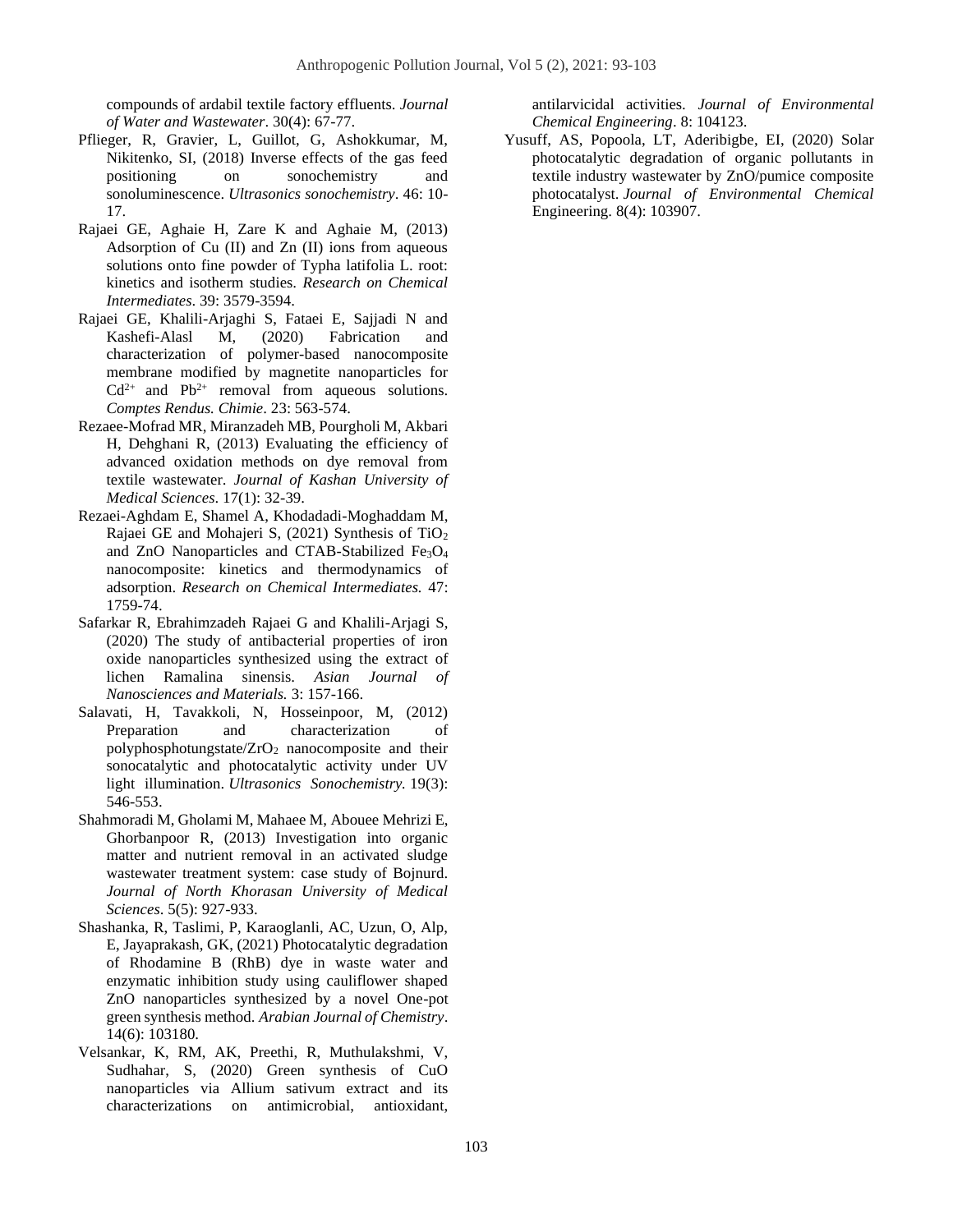compounds of ardabil textile factory effluents. *Journal of Water and Wastewater*. 30(4): 67-77.

Pflieger, R, Gravier, L, Guillot, G, Ashokkumar, M, Nikitenko, SI, (2018) Inverse effects of the gas feed positioning on sonochemistry and sonoluminescence. *Ultrasonics sonochemistry*. 46: 10-17.

Rajaei GE, Aghaie H, Zare K and Aghaie M, (2013) Adsorption of Cu (II) and Zn (II) ions from aqueous solutions onto fine powder of Typha latifolia L. root: kinetics and isotherm studies. *Research on Chemical Intermediates*. 39: 3579-3594.

Rajaei GE, Khalili-Arjaghi S, Fataei E, Sajjadi N and Kashefi-Alasl M, (2020) Fabrication and characterization of polymer-based nanocomposite membrane modified by magnetite nanoparticles for $Cd^{2+}$ and $Pb^{2+}$ removal from aqueous solutions. *Comptes Rendus. Chimie*. 23: 563-574.

Rezaee-Mofrad MR, Miranzadeh MB, Pourgholi M, Akbari H, Dehghani R, (2013) Evaluating the efficiency of advanced oxidation methods on dye removal from textile wastewater. *Journal of Kashan University of Medical Sciences*. 17(1): 32-39.

Rezaei-Aghdam E, Shamel A, Khodadadi-Moghaddam M, Rajaei GE and Mohajeri S, (2021) Synthesis of $TiO_2$ and ZnO Nanoparticles and CTAB-Stabilized $Fe_3O_4$ nanocomposite: kinetics and thermodynamics of adsorption. *Research on Chemical Intermediates.* 47: 1759-74.

Safarkar R, Ebrahimzadeh Rajaei G and Khalili-Arjagi S, (2020) The study of antibacterial properties of iron oxide nanoparticles synthesized using the extract of lichen Ramalina sinensis. *Asian Journal of Nanosciences and Materials.* 3: 157-166.

Salavati, H, Tavakkoli, N, Hosseinpoor, M, (2012) Preparation and characterization of polyphosphotungstate/$ZrO_2$ nanocomposite and their sonocatalytic and photocatalytic activity under UV light illumination. *Ultrasonics Sonochemistry.* 19(3): 546-553.

Shahmoradi M, Gholami M, Mahaee M, Abouee Mehrizi E, Ghorbanpoor R, (2013) Investigation into organic matter and nutrient removal in an activated sludge wastewater treatment system: case study of Bojnurd. *Journal of North Khorasan University of Medical Sciences*. 5(5): 927-933.

Shashanka, R, Taslimi, P, Karaoglanli, AC, Uzun, O, Alp, E, Jayaprakash, GK, (2021) Photocatalytic degradation of Rhodamine B (RhB) dye in waste water and enzymatic inhibition study using cauliflower shaped ZnO nanoparticles synthesized by a novel One-pot green synthesis method. *Arabian Journal of Chemistry*. 14(6): 103180.

Velsankar, K, RM, AK, Preethi, R, Muthulakshmi, V, Sudhahar, S, (2020) Green synthesis of CuO nanoparticles via Allium sativum extract and its characterizations on antimicrobial, antioxidant, antilarvicidal activities. *Journal of Environmental Chemical Engineering*. 8: 104123.

Yusuff, AS, Popoola, LT, Aderibigbe, EI, (2020) Solar photocatalytic degradation of organic pollutants in textile industry wastewater by ZnO/pumice composite photocatalyst. *Journal of Environmental Chemical* Engineering. 8(4): 103907.